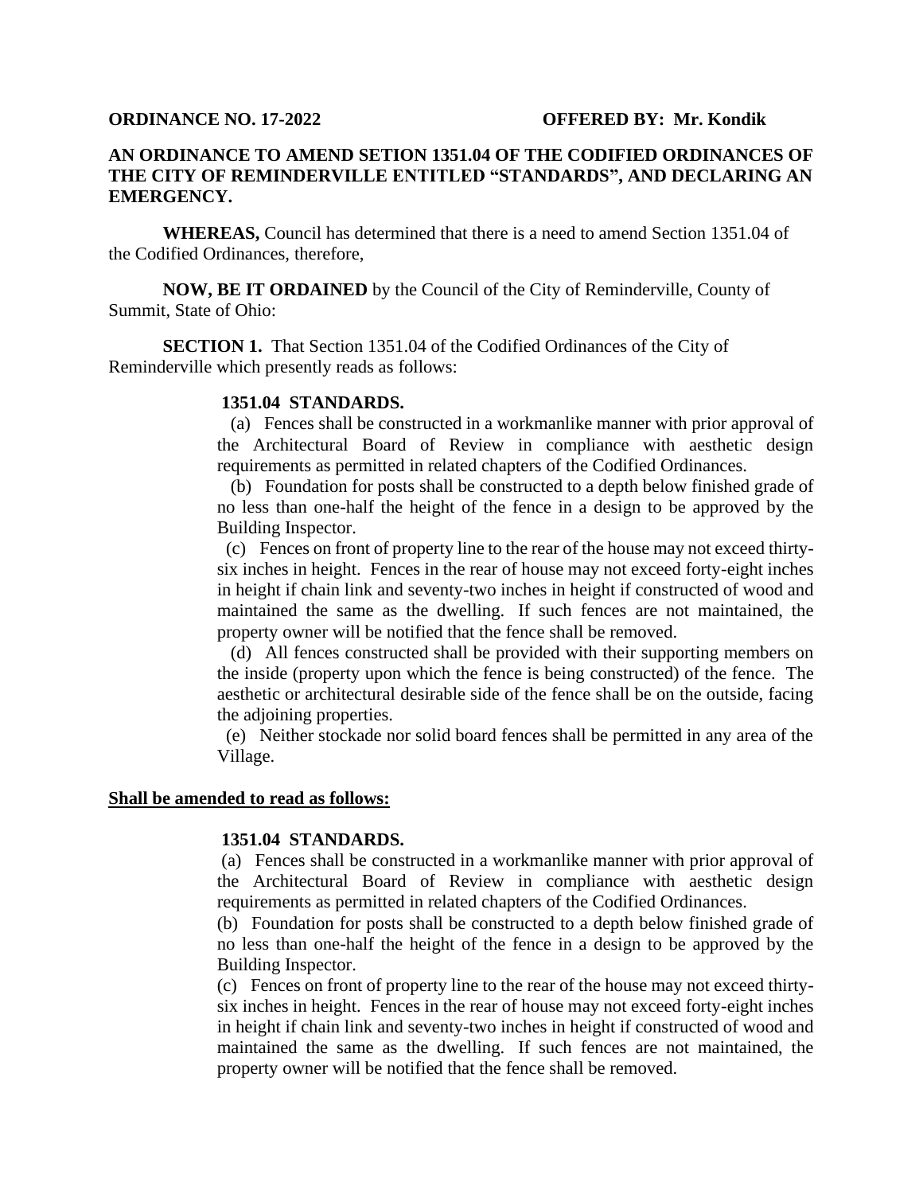**ORDINANCE NO. 17-2022** **OFFERED BY: Mr. Kondik**

**AN ORDINANCE TO AMEND SETION 1351.04 OF THE CODIFIED ORDINANCES OF THE CITY OF REMINDERVILLE ENTITLED "STANDARDS", AND DECLARING AN EMERGENCY.**

**WHEREAS,** Council has determined that there is a need to amend Section 1351.04 of the Codified Ordinances, therefore,

**NOW, BE IT ORDAINED** by the Council of the City of Reminderville, County of Summit, State of Ohio:

**SECTION 1.** That Section 1351.04 of the Codified Ordinances of the City of Reminderville which presently reads as follows:

> **1351.04 STANDARDS.**
>
> (a) Fences shall be constructed in a workmanlike manner with prior approval of the Architectural Board of Review in compliance with aesthetic design requirements as permitted in related chapters of the Codified Ordinances.
>
> (b) Foundation for posts shall be constructed to a depth below finished grade of no less than one-half the height of the fence in a design to be approved by the Building Inspector.
>
> (c) Fences on front of property line to the rear of the house may not exceed thirty-six inches in height. Fences in the rear of house may not exceed forty-eight inches in height if chain link and seventy-two inches in height if constructed of wood and maintained the same as the dwelling. If such fences are not maintained, the property owner will be notified that the fence shall be removed.
>
> (d) All fences constructed shall be provided with their supporting members on the inside (property upon which the fence is being constructed) of the fence. The aesthetic or architectural desirable side of the fence shall be on the outside, facing the adjoining properties.
>
> (e) Neither stockade nor solid board fences shall be permitted in any area of the Village.

<u>**Shall be amended to read as follows:**</u>

> **1351.04 STANDARDS.**
>
> (a) Fences shall be constructed in a workmanlike manner with prior approval of the Architectural Board of Review in compliance with aesthetic design requirements as permitted in related chapters of the Codified Ordinances.
>
> (b) Foundation for posts shall be constructed to a depth below finished grade of no less than one-half the height of the fence in a design to be approved by the Building Inspector.
>
> (c) Fences on front of property line to the rear of the house may not exceed thirty-six inches in height. Fences in the rear of house may not exceed forty-eight inches in height if chain link and seventy-two inches in height if constructed of wood and maintained the same as the dwelling. If such fences are not maintained, the property owner will be notified that the fence shall be removed.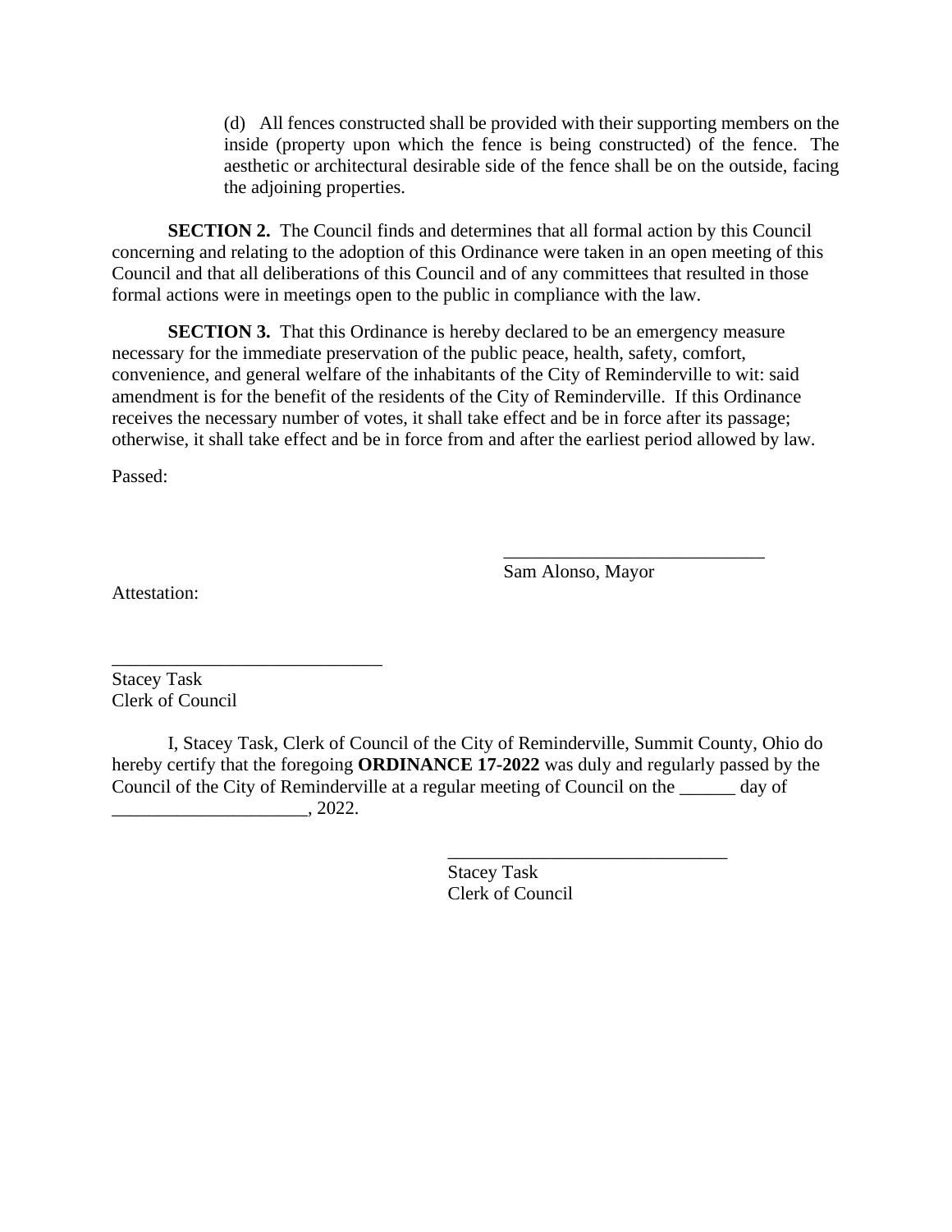(d) All fences constructed shall be provided with their supporting members on the inside (property upon which the fence is being constructed) of the fence. The aesthetic or architectural desirable side of the fence shall be on the outside, facing the adjoining properties.

**SECTION 2.** The Council finds and determines that all formal action by this Council concerning and relating to the adoption of this Ordinance were taken in an open meeting of this Council and that all deliberations of this Council and of any committees that resulted in those formal actions were in meetings open to the public in compliance with the law.

**SECTION 3.** That this Ordinance is hereby declared to be an emergency measure necessary for the immediate preservation of the public peace, health, safety, comfort, convenience, and general welfare of the inhabitants of the City of Reminderville to wit: said amendment is for the benefit of the residents of the City of Reminderville. If this Ordinance receives the necessary number of votes, it shall take effect and be in force after its passage; otherwise, it shall take effect and be in force from and after the earliest period allowed by law.

Passed:

_____________________________
Sam Alonso, Mayor

Attestation:

_____________________________
Stacey Task
Clerk of Council

I, Stacey Task, Clerk of Council of the City of Reminderville, Summit County, Ohio do hereby certify that the foregoing **ORDINANCE 17-2022** was duly and regularly passed by the Council of the City of Reminderville at a regular meeting of Council on the ______ day of _____________________, 2022.

_______________________________
Stacey Task
Clerk of Council